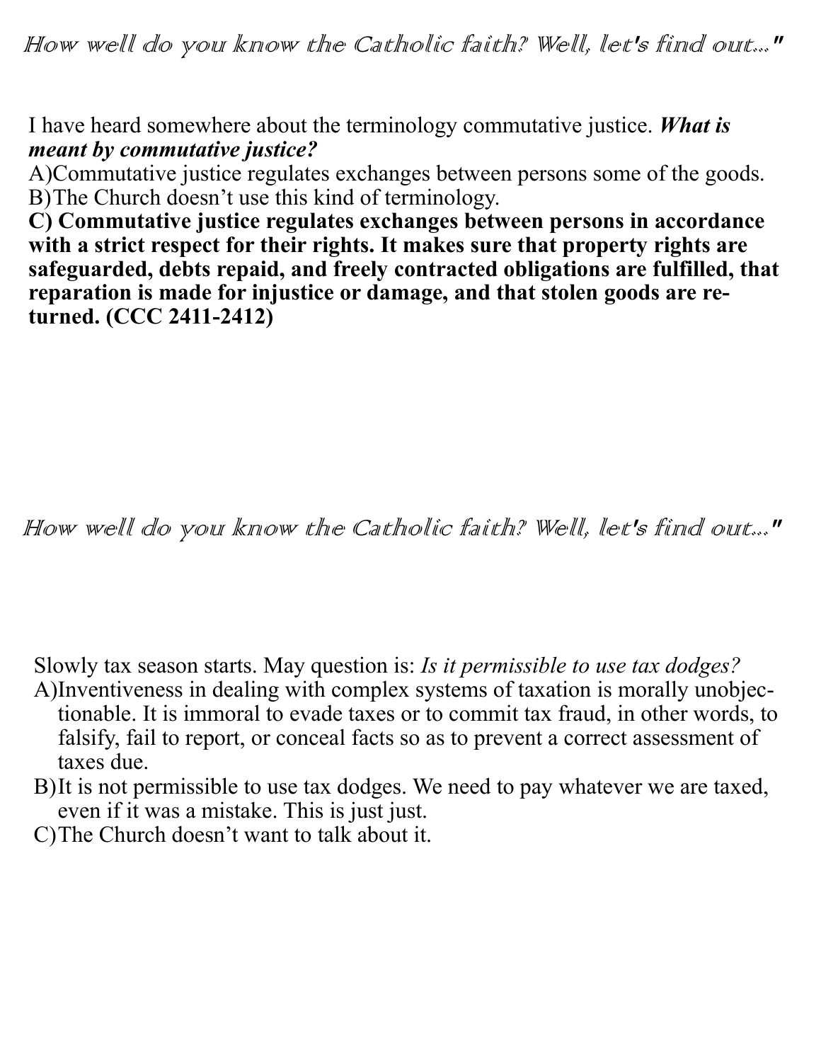*How well do you know the Catholic faith? Well, let's find out..."*

I have heard somewhere about the terminology commutative justice. ***What is meant by commutative justice?***

A) Commutative justice regulates exchanges between persons some of the goods.

B) The Church doesn't use this kind of terminology.

**C) Commutative justice regulates exchanges between persons in accordance with a strict respect for their rights. It makes sure that property rights are safeguarded, debts repaid, and freely contracted obligations are fulfilled, that reparation is made for injustice or damage, and that stolen goods are returned. (CCC 2411-2412)**

*How well do you know the Catholic faith? Well, let's find out..."*

Slowly tax season starts. May question is: *Is it permissible to use tax dodges?*

A) Inventiveness in dealing with complex systems of taxation is morally unobjectionable. It is immoral to evade taxes or to commit tax fraud, in other words, to falsify, fail to report, or conceal facts so as to prevent a correct assessment of taxes due.

B) It is not permissible to use tax dodges. We need to pay whatever we are taxed, even if it was a mistake. This is just just.

C) The Church doesn't want to talk about it.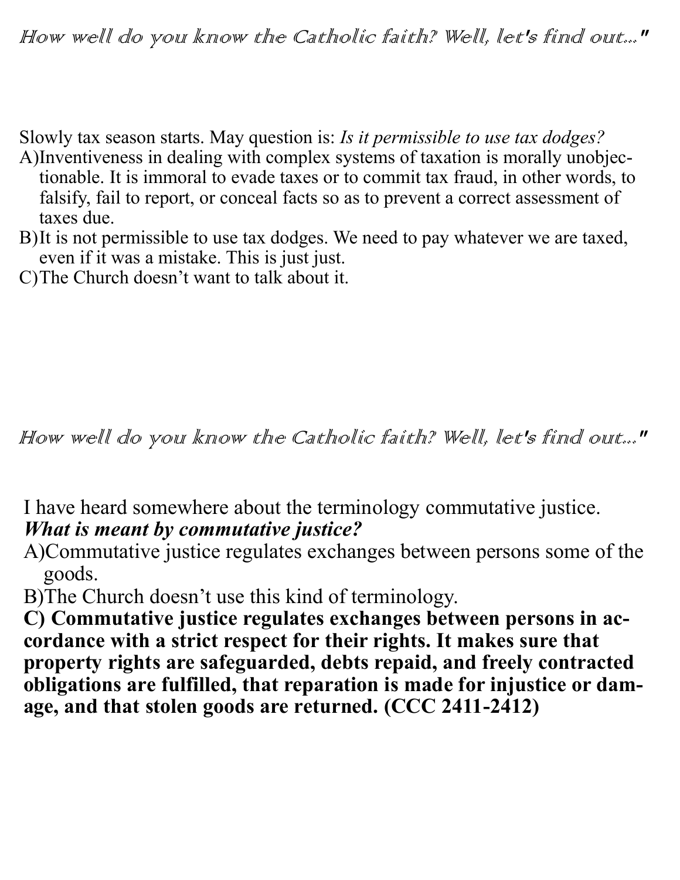*How well do you know the Catholic faith? Well, let's find out..."*

Slowly tax season starts. May question is: *Is it permissible to use tax dodges?*

A) Inventiveness in dealing with complex systems of taxation is morally unobjectionable. It is immoral to evade taxes or to commit tax fraud, in other words, to falsify, fail to report, or conceal facts so as to prevent a correct assessment of taxes due.

B) It is not permissible to use tax dodges. We need to pay whatever we are taxed, even if it was a mistake. This is just just.

C) The Church doesn't want to talk about it.

*How well do you know the Catholic faith? Well, let's find out..."*

I have heard somewhere about the terminology commutative justice.
***What is meant by commutative justice?***

A) Commutative justice regulates exchanges between persons some of the goods.

B) The Church doesn't use this kind of terminology.

**C) Commutative justice regulates exchanges between persons in accordance with a strict respect for their rights. It makes sure that property rights are safeguarded, debts repaid, and freely contracted obligations are fulfilled, that reparation is made for injustice or damage, and that stolen goods are returned. (CCC 2411-2412)**